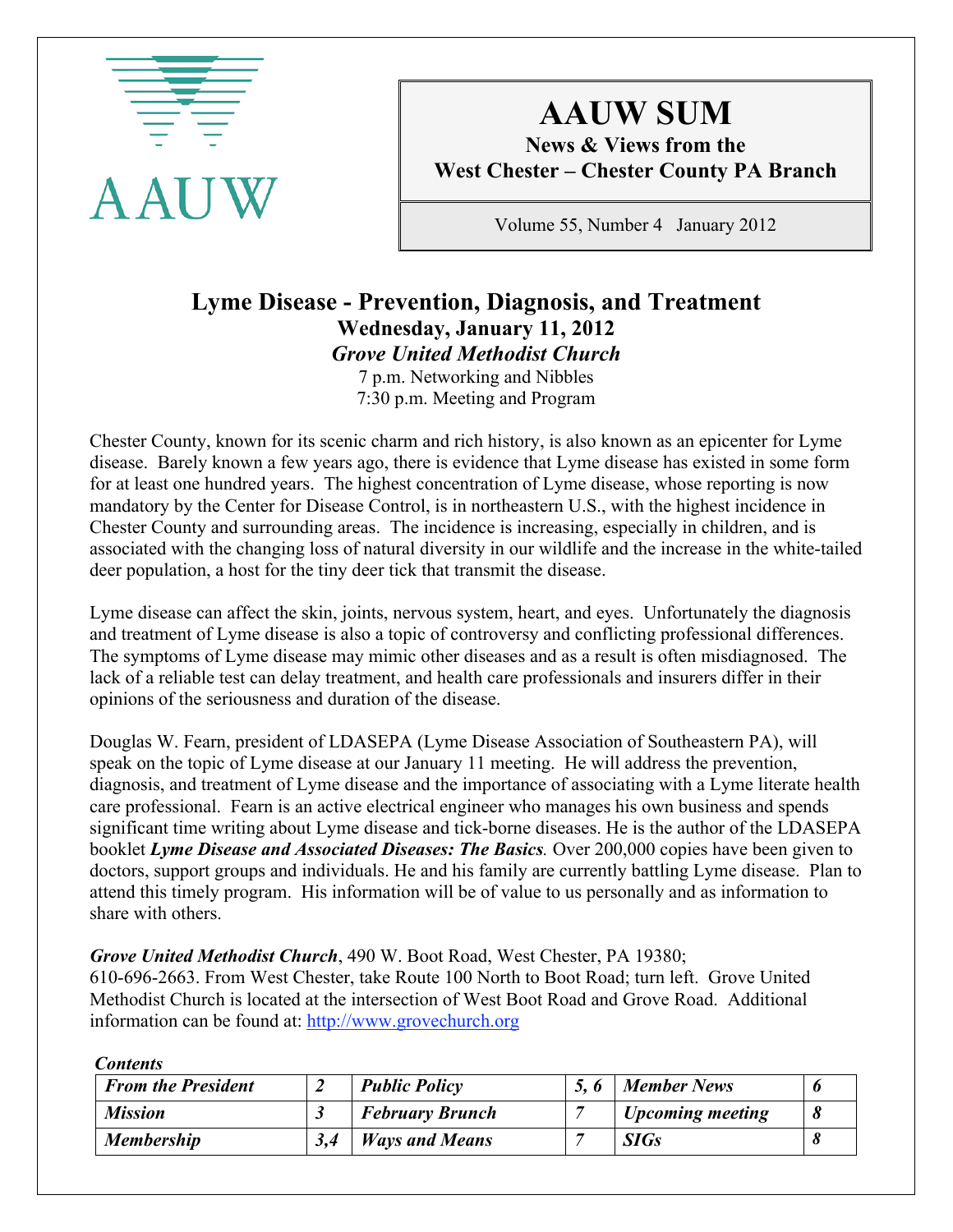AAUW

# AAUW SUM

**News & Views from the West Chester – Chester County PA Branch**

Volume 55, Number 4 January 2012

## Lyme Disease - Prevention, Diagnosis, and Treatment

**Wednesday, January 11, 2012**

***Grove United Methodist Church***

7 p.m. Networking and Nibbles
7:30 p.m. Meeting and Program

Chester County, known for its scenic charm and rich history, is also known as an epicenter for Lyme disease. Barely known a few years ago, there is evidence that Lyme disease has existed in some form for at least one hundred years. The highest concentration of Lyme disease, whose reporting is now mandatory by the Center for Disease Control, is in northeastern U.S., with the highest incidence in Chester County and surrounding areas. The incidence is increasing, especially in children, and is associated with the changing loss of natural diversity in our wildlife and the increase in the white-tailed deer population, a host for the tiny deer tick that transmit the disease.

Lyme disease can affect the skin, joints, nervous system, heart, and eyes. Unfortunately the diagnosis and treatment of Lyme disease is also a topic of controversy and conflicting professional differences. The symptoms of Lyme disease may mimic other diseases and as a result is often misdiagnosed. The lack of a reliable test can delay treatment, and health care professionals and insurers differ in their opinions of the seriousness and duration of the disease.

Douglas W. Fearn, president of LDASEPA (Lyme Disease Association of Southeastern PA), will speak on the topic of Lyme disease at our January 11 meeting. He will address the prevention, diagnosis, and treatment of Lyme disease and the importance of associating with a Lyme literate health care professional. Fearn is an active electrical engineer who manages his own business and spends significant time writing about Lyme disease and tick-borne diseases. He is the author of the LDASEPA booklet ***Lyme Disease and Associated Diseases: The Basics***. Over 200,000 copies have been given to doctors, support groups and individuals. He and his family are currently battling Lyme disease. Plan to attend this timely program. His information will be of value to us personally and as information to share with others.

***Grove United Methodist Church***, 490 W. Boot Road, West Chester, PA 19380; 610-696-2663. From West Chester, take Route 100 North to Boot Road; turn left. Grove United Methodist Church is located at the intersection of West Boot Road and Grove Road. Additional information can be found at: http://www.grovechurch.org

***Contents***

| | | | | | |
|---|---|---|---|---|---|
| ***From the President*** | ***2*** | ***Public Policy*** | ***5, 6*** | ***Member News*** | ***6*** |
| ***Mission*** | ***3*** | ***February Brunch*** | ***7*** | ***Upcoming meeting*** | ***8*** |
| ***Membership*** | ***3,4*** | ***Ways and Means*** | ***7*** | ***SIGs*** | ***8*** |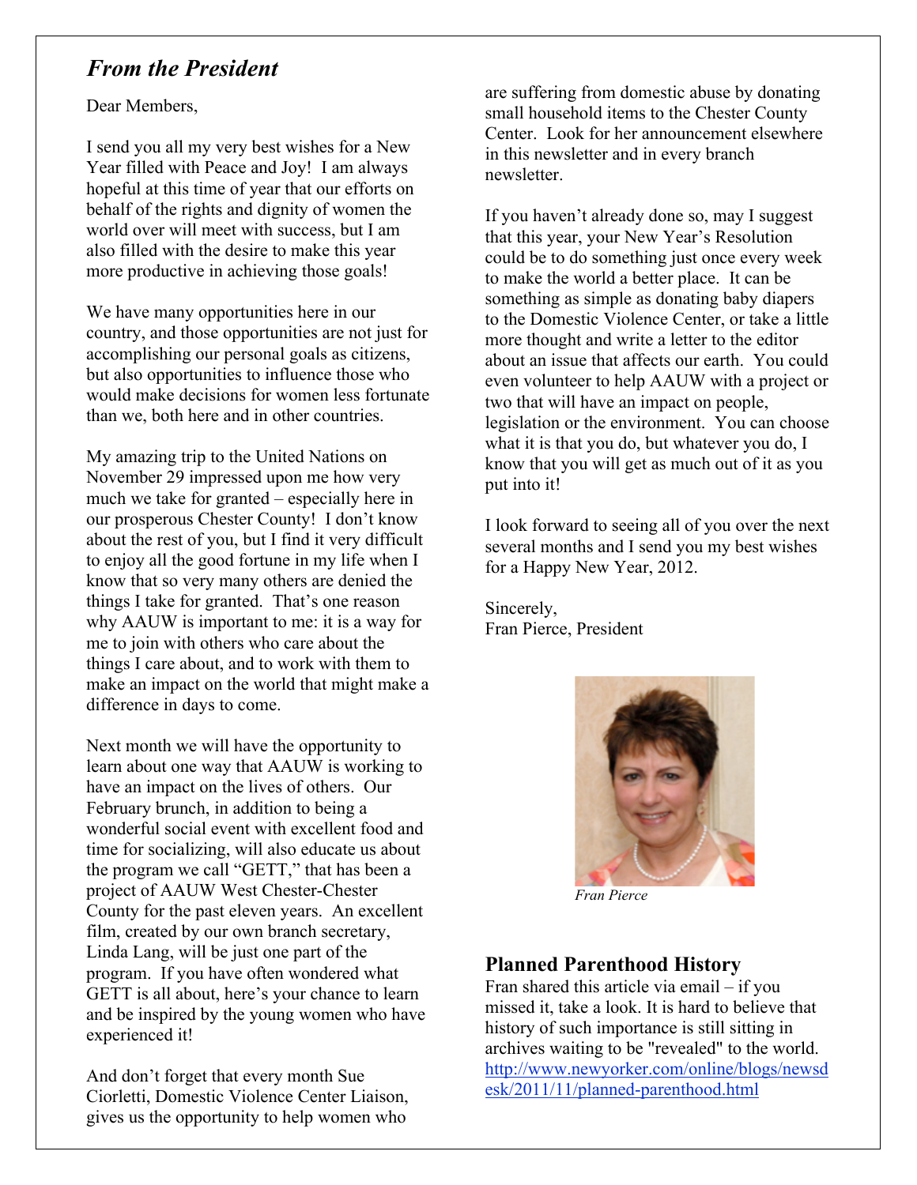## *From the President*

Dear Members,

I send you all my very best wishes for a New Year filled with Peace and Joy! I am always hopeful at this time of year that our efforts on behalf of the rights and dignity of women the world over will meet with success, but I am also filled with the desire to make this year more productive in achieving those goals!

We have many opportunities here in our country, and those opportunities are not just for accomplishing our personal goals as citizens, but also opportunities to influence those who would make decisions for women less fortunate than we, both here and in other countries.

My amazing trip to the United Nations on November 29 impressed upon me how very much we take for granted – especially here in our prosperous Chester County! I don't know about the rest of you, but I find it very difficult to enjoy all the good fortune in my life when I know that so very many others are denied the things I take for granted. That's one reason why AAUW is important to me: it is a way for me to join with others who care about the things I care about, and to work with them to make an impact on the world that might make a difference in days to come.

Next month we will have the opportunity to learn about one way that AAUW is working to have an impact on the lives of others. Our February brunch, in addition to being a wonderful social event with excellent food and time for socializing, will also educate us about the program we call "GETT," that has been a project of AAUW West Chester-Chester County for the past eleven years. An excellent film, created by our own branch secretary, Linda Lang, will be just one part of the program. If you have often wondered what GETT is all about, here's your chance to learn and be inspired by the young women who have experienced it!

And don't forget that every month Sue Ciorletti, Domestic Violence Center Liaison, gives us the opportunity to help women who are suffering from domestic abuse by donating small household items to the Chester County Center. Look for her announcement elsewhere in this newsletter and in every branch newsletter.

If you haven't already done so, may I suggest that this year, your New Year's Resolution could be to do something just once every week to make the world a better place. It can be something as simple as donating baby diapers to the Domestic Violence Center, or take a little more thought and write a letter to the editor about an issue that affects our earth. You could even volunteer to help AAUW with a project or two that will have an impact on people, legislation or the environment. You can choose what it is that you do, but whatever you do, I know that you will get as much out of it as you put into it!

I look forward to seeing all of you over the next several months and I send you my best wishes for a Happy New Year, 2012.

Sincerely,
Fran Pierce, President

*Fran Pierce*

### Planned Parenthood History

Fran shared this article via email – if you missed it, take a look. It is hard to believe that history of such importance is still sitting in archives waiting to be "revealed" to the world.
http://www.newyorker.com/online/blogs/newsdesk/2011/11/planned-parenthood.html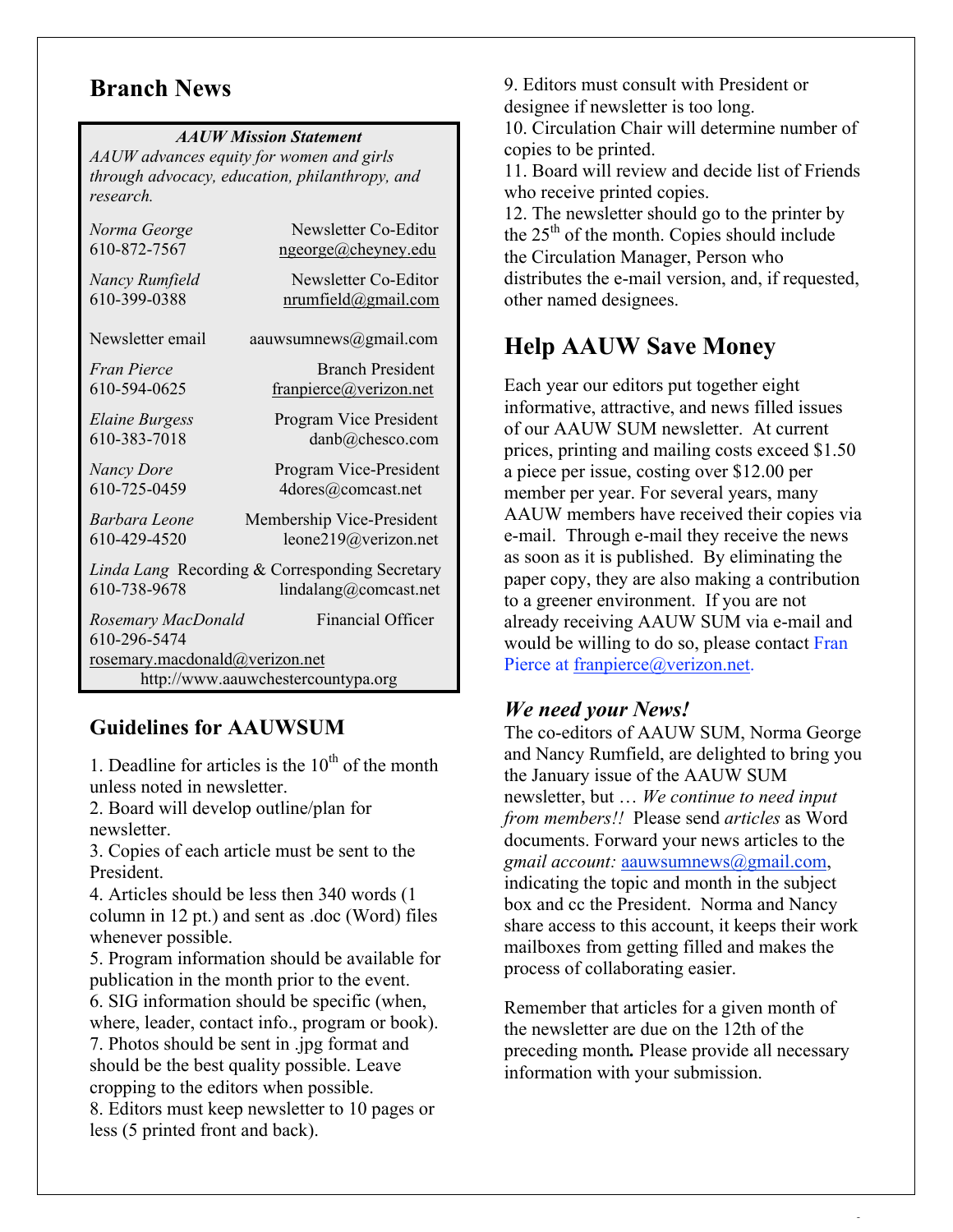## Branch News

***AAUW Mission Statement***

*AAUW advances equity for women and girls through advocacy, education, philanthropy, and research.*

| | |
|---|---|
| *Norma George* 610-872-7567 | Newsletter Co-Editor ngeorge@cheyney.edu |
| *Nancy Rumfield* 610-399-0388 | Newsletter Co-Editor nrumfield@gmail.com |
| Newsletter email | aauwsumnews@gmail.com |
| *Fran Pierce* 610-594-0625 | Branch President franpierce@verizon.net |
| *Elaine Burgess* 610-383-7018 | Program Vice President danb@chesco.com |
| *Nancy Dore* 610-725-0459 | Program Vice-President 4dores@comcast.net |
| *Barbara Leone* 610-429-4520 | Membership Vice-President leone219@verizon.net |
| *Linda Lang* 610-738-9678 | Recording & Corresponding Secretary lindalang@comcast.net |
| *Rosemary MacDonald* 610-296-5474 rosemary.macdonald@verizon.net | Financial Officer |

http://www.aauwchestercountypa.org

### Guidelines for AAUWSUM

1. Deadline for articles is the 10th of the month unless noted in newsletter.
2. Board will develop outline/plan for newsletter.
3. Copies of each article must be sent to the President.
4. Articles should be less then 340 words (1 column in 12 pt.) and sent as .doc (Word) files whenever possible.
5. Program information should be available for publication in the month prior to the event.
6. SIG information should be specific (when, where, leader, contact info., program or book).
7. Photos should be sent in .jpg format and should be the best quality possible. Leave cropping to the editors when possible.
8. Editors must keep newsletter to 10 pages or less (5 printed front and back).
9. Editors must consult with President or designee if newsletter is too long.
10. Circulation Chair will determine number of copies to be printed.
11. Board will review and decide list of Friends who receive printed copies.
12. The newsletter should go to the printer by the 25th of the month. Copies should include the Circulation Manager, Person who distributes the e-mail version, and, if requested, other named designees.

## Help AAUW Save Money

Each year our editors put together eight informative, attractive, and news filled issues of our AAUW SUM newsletter. At current prices, printing and mailing costs exceed $1.50 a piece per issue, costing over $12.00 per member per year. For several years, many AAUW members have received their copies via e-mail. Through e-mail they receive the news as soon as it is published. By eliminating the paper copy, they are also making a contribution to a greener environment. If you are not already receiving AAUW SUM via e-mail and would be willing to do so, please contact Fran Pierce at franpierce@verizon.net.

### *We need your News!*

The co-editors of AAUW SUM, Norma George and Nancy Rumfield, are delighted to bring you the January issue of the AAUW SUM newsletter, but … *We continue to need input from members!!* Please send *articles* as Word documents. Forward your news articles to the *gmail account:* aauwsumnews@gmail.com, indicating the topic and month in the subject box and cc the President. Norma and Nancy share access to this account, it keeps their work mailboxes from getting filled and makes the process of collaborating easier.

Remember that articles for a given month of the newsletter are due on the 12th of the preceding month**.** Please provide all necessary information with your submission.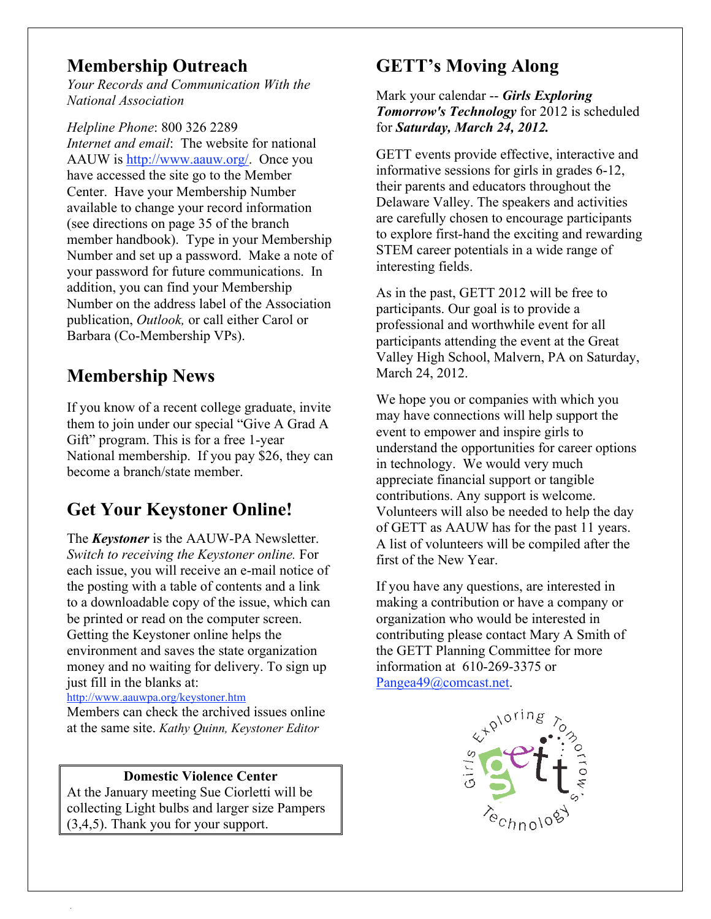## Membership Outreach

*Your Records and Communication With the National Association*

*Helpline Phone*: 800 326 2289
*Internet and email*: The website for national AAUW is http://www.aauw.org/. Once you have accessed the site go to the Member Center. Have your Membership Number available to change your record information (see directions on page 35 of the branch member handbook). Type in your Membership Number and set up a password. Make a note of your password for future communications. In addition, you can find your Membership Number on the address label of the Association publication, *Outlook,* or call either Carol or Barbara (Co-Membership VPs).

## Membership News

If you know of a recent college graduate, invite them to join under our special "Give A Grad A Gift" program. This is for a free 1-year National membership. If you pay $26, they can become a branch/state member.

## Get Your Keystoner Online!

The ***Keystoner*** is the AAUW-PA Newsletter. *Switch to receiving the Keystoner online.* For each issue, you will receive an e-mail notice of the posting with a table of contents and a link to a downloadable copy of the issue, which can be printed or read on the computer screen. Getting the Keystoner online helps the environment and saves the state organization money and no waiting for delivery. To sign up just fill in the blanks at:
http://www.aauwpa.org/keystoner.htm
Members can check the archived issues online at the same site. *Kathy Quinn, Keystoner Editor*

**Domestic Violence Center**
At the January meeting Sue Ciorletti will be collecting Light bulbs and larger size Pampers (3,4,5). Thank you for your support.

## GETT's Moving Along

Mark your calendar -- ***Girls Exploring Tomorrow's Technology*** for 2012 is scheduled for ***Saturday, March 24, 2012.***

GETT events provide effective, interactive and informative sessions for girls in grades 6-12, their parents and educators throughout the Delaware Valley. The speakers and activities are carefully chosen to encourage participants to explore first-hand the exciting and rewarding STEM career potentials in a wide range of interesting fields.

As in the past, GETT 2012 will be free to participants. Our goal is to provide a professional and worthwhile event for all participants attending the event at the Great Valley High School, Malvern, PA on Saturday, March 24, 2012.

We hope you or companies with which you may have connections will help support the event to empower and inspire girls to understand the opportunities for career options in technology. We would very much appreciate financial support or tangible contributions. Any support is welcome. Volunteers will also be needed to help the day of GETT as AAUW has for the past 11 years. A list of volunteers will be compiled after the first of the New Year.

If you have any questions, are interested in making a contribution or have a company or organization who would be interested in contributing please contact Mary A Smith of the GETT Planning Committee for more information at 610-269-3375 or Pangea49@comcast.net.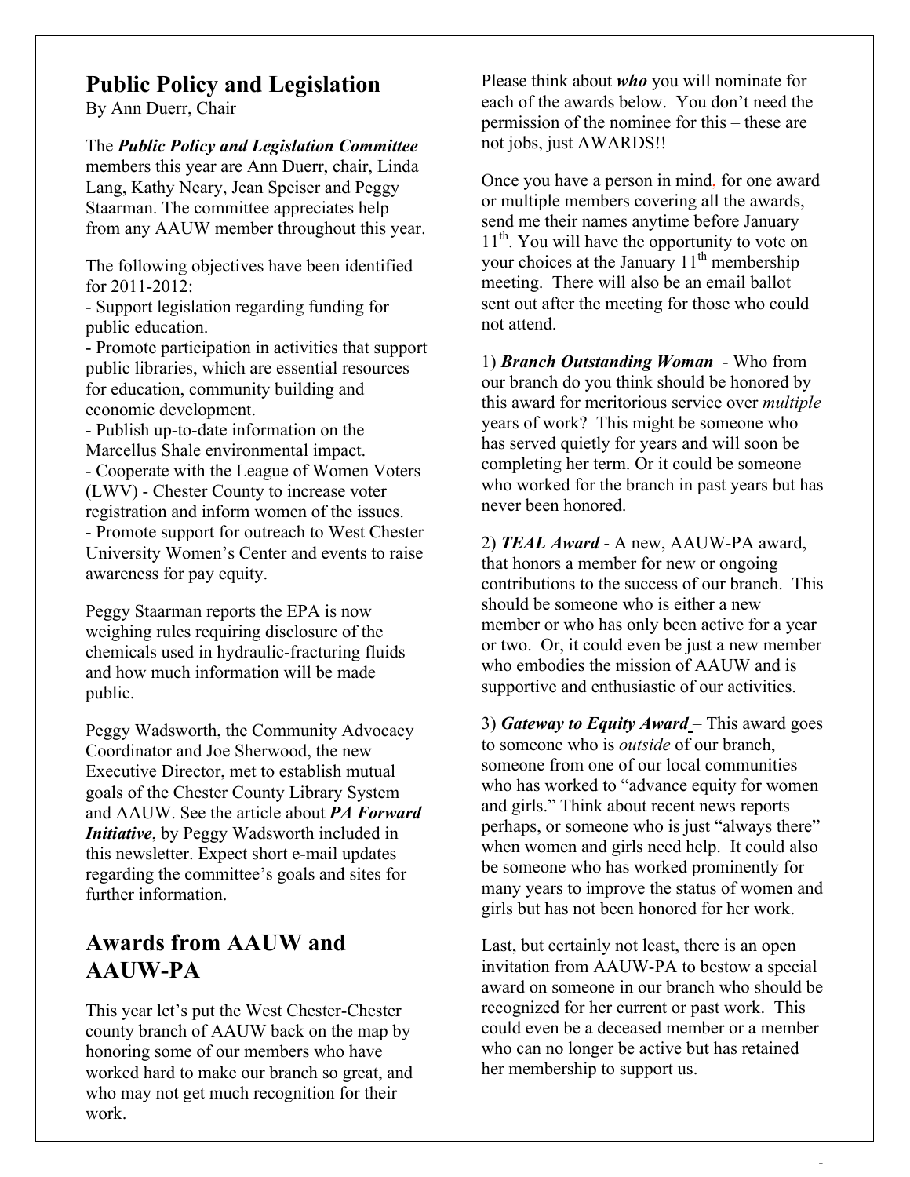## Public Policy and Legislation

By Ann Duerr, Chair

The ***Public Policy and Legislation Committee*** members this year are Ann Duerr, chair, Linda Lang, Kathy Neary, Jean Speiser and Peggy Staarman. The committee appreciates help from any AAUW member throughout this year.

The following objectives have been identified for 2011-2012:

- Support legislation regarding funding for public education.
- Promote participation in activities that support public libraries, which are essential resources for education, community building and economic development.
- Publish up-to-date information on the Marcellus Shale environmental impact.
- Cooperate with the League of Women Voters (LWV) - Chester County to increase voter registration and inform women of the issues.
- Promote support for outreach to West Chester University Women's Center and events to raise awareness for pay equity.

Peggy Staarman reports the EPA is now weighing rules requiring disclosure of the chemicals used in hydraulic-fracturing fluids and how much information will be made public.

Peggy Wadsworth, the Community Advocacy Coordinator and Joe Sherwood, the new Executive Director, met to establish mutual goals of the Chester County Library System and AAUW. See the article about ***PA Forward Initiative***, by Peggy Wadsworth included in this newsletter. Expect short e-mail updates regarding the committee's goals and sites for further information.

## Awards from AAUW and AAUW-PA

This year let's put the West Chester-Chester county branch of AAUW back on the map by honoring some of our members who have worked hard to make our branch so great, and who may not get much recognition for their work.

Please think about ***who*** you will nominate for each of the awards below. You don't need the permission of the nominee for this – these are not jobs, just AWARDS!!

Once you have a person in mind, for one award or multiple members covering all the awards, send me their names anytime before January 11th. You will have the opportunity to vote on your choices at the January 11th membership meeting. There will also be an email ballot sent out after the meeting for those who could not attend.

1) ***Branch Outstanding Woman*** - Who from our branch do you think should be honored by this award for meritorious service over *multiple* years of work? This might be someone who has served quietly for years and will soon be completing her term. Or it could be someone who worked for the branch in past years but has never been honored.

2) ***TEAL Award*** - A new, AAUW-PA award, that honors a member for new or ongoing contributions to the success of our branch. This should be someone who is either a new member or who has only been active for a year or two. Or, it could even be just a new member who embodies the mission of AAUW and is supportive and enthusiastic of our activities.

3) ***Gateway to Equity Award*** – This award goes to someone who is *outside* of our branch, someone from one of our local communities who has worked to "advance equity for women and girls." Think about recent news reports perhaps, or someone who is just "always there" when women and girls need help. It could also be someone who has worked prominently for many years to improve the status of women and girls but has not been honored for her work.

Last, but certainly not least, there is an open invitation from AAUW-PA to bestow a special award on someone in our branch who should be recognized for her current or past work. This could even be a deceased member or a member who can no longer be active but has retained her membership to support us.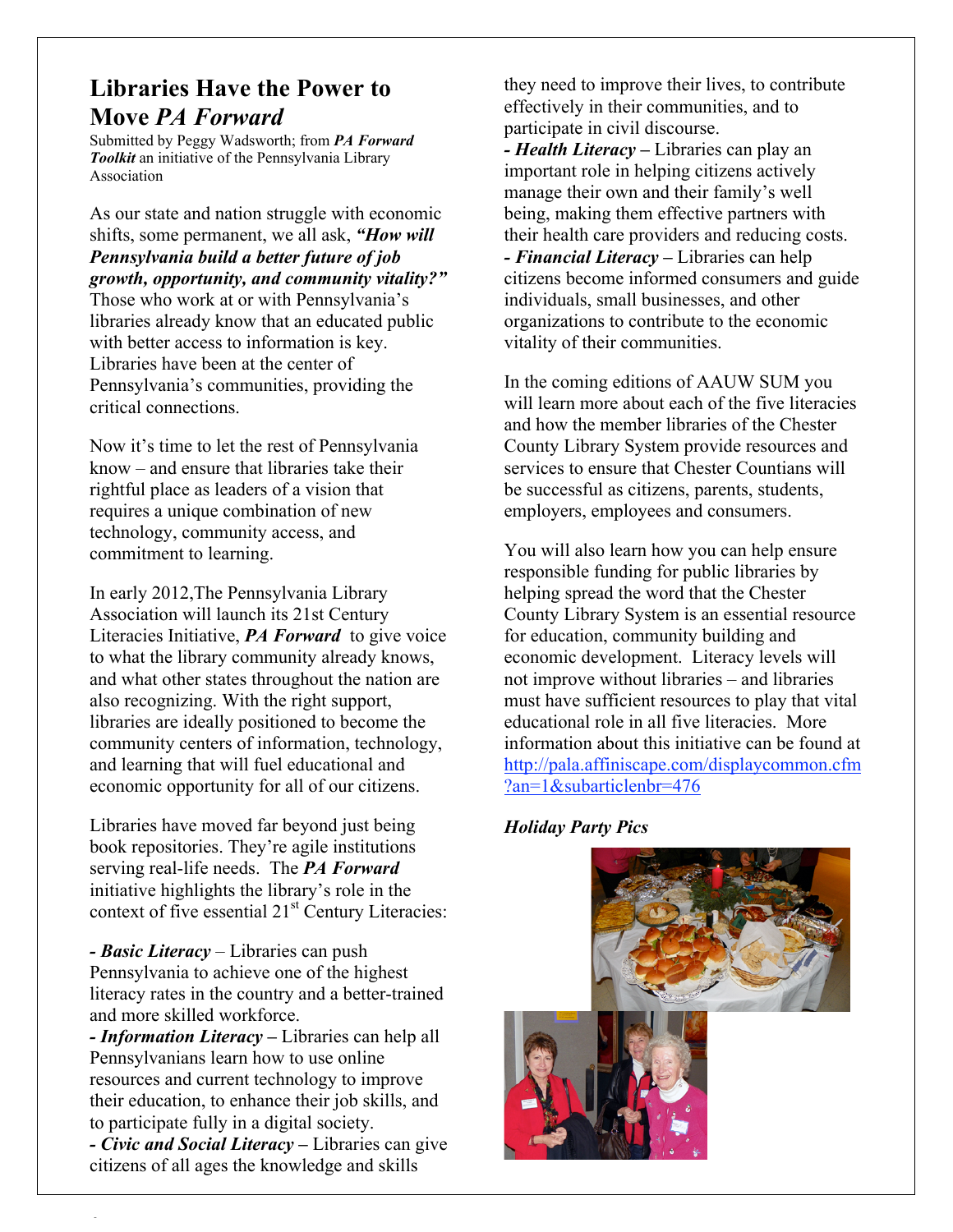# Libraries Have the Power to Move *PA Forward*

Submitted by Peggy Wadsworth; from ***PA Forward Toolkit*** an initiative of the Pennsylvania Library Association

As our state and nation struggle with economic shifts, some permanent, we all ask, ***"How will Pennsylvania build a better future of job growth, opportunity, and community vitality?"*** Those who work at or with Pennsylvania's libraries already know that an educated public with better access to information is key. Libraries have been at the center of Pennsylvania's communities, providing the critical connections.

Now it's time to let the rest of Pennsylvania know – and ensure that libraries take their rightful place as leaders of a vision that requires a unique combination of new technology, community access, and commitment to learning.

In early 2012,The Pennsylvania Library Association will launch its 21st Century Literacies Initiative, ***PA Forward*** to give voice to what the library community already knows, and what other states throughout the nation are also recognizing. With the right support, libraries are ideally positioned to become the community centers of information, technology, and learning that will fuel educational and economic opportunity for all of our citizens.

Libraries have moved far beyond just being book repositories. They're agile institutions serving real-life needs. The ***PA Forward*** initiative highlights the library's role in the context of five essential 21st Century Literacies:

- ***Basic Literacy*** – Libraries can push Pennsylvania to achieve one of the highest literacy rates in the country and a better-trained and more skilled workforce.
- ***Information Literacy –*** Libraries can help all Pennsylvanians learn how to use online resources and current technology to improve their education, to enhance their job skills, and to participate fully in a digital society.
- ***Civic and Social Literacy –*** Libraries can give citizens of all ages the knowledge and skills they need to improve their lives, to contribute effectively in their communities, and to participate in civil discourse.
- ***Health Literacy –*** Libraries can play an important role in helping citizens actively manage their own and their family's well being, making them effective partners with their health care providers and reducing costs.
- ***Financial Literacy –*** Libraries can help citizens become informed consumers and guide individuals, small businesses, and other organizations to contribute to the economic vitality of their communities.

In the coming editions of AAUW SUM you will learn more about each of the five literacies and how the member libraries of the Chester County Library System provide resources and services to ensure that Chester Countians will be successful as citizens, parents, students, employers, employees and consumers.

You will also learn how you can help ensure responsible funding for public libraries by helping spread the word that the Chester County Library System is an essential resource for education, community building and economic development. Literacy levels will not improve without libraries – and libraries must have sufficient resources to play that vital educational role in all five literacies. More information about this initiative can be found at http://pala.affiniscape.com/displaycommon.cfm?an=1&subarticlenbr=476

***Holiday Party Pics***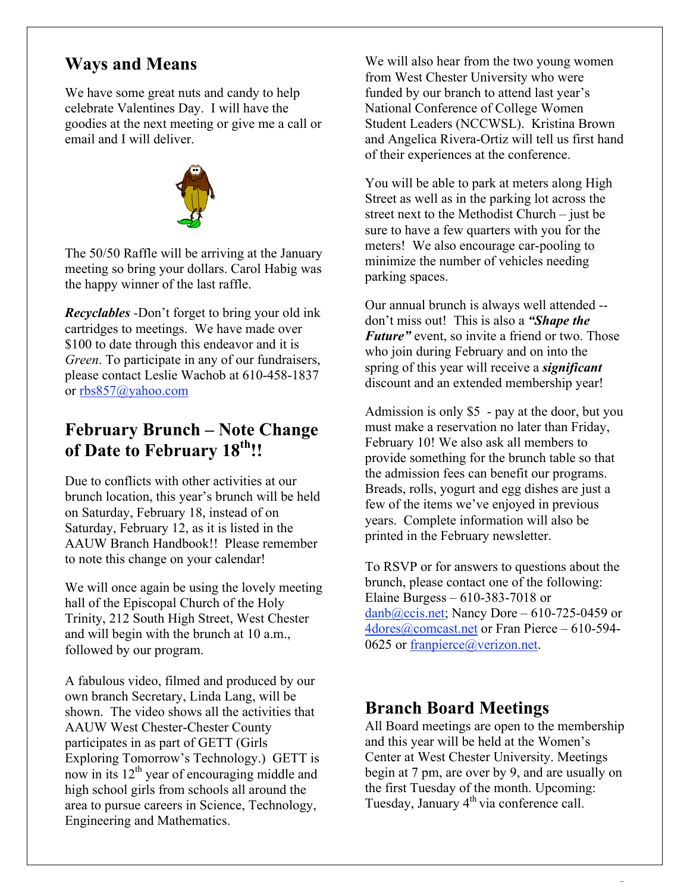## Ways and Means

We have some great nuts and candy to help celebrate Valentines Day. I will have the goodies at the next meeting or give me a call or email and I will deliver.

The 50/50 Raffle will be arriving at the January meeting so bring your dollars. Carol Habig was the happy winner of the last raffle.

***Recyclables*** -Don't forget to bring your old ink cartridges to meetings. We have made over $100 to date through this endeavor and it is *Green*. To participate in any of our fundraisers, please contact Leslie Wachob at 610-458-1837 or rbs857@yahoo.com

## February Brunch – Note Change of Date to February 18th!!

Due to conflicts with other activities at our brunch location, this year's brunch will be held on Saturday, February 18, instead of on Saturday, February 12, as it is listed in the AAUW Branch Handbook!! Please remember to note this change on your calendar!

We will once again be using the lovely meeting hall of the Episcopal Church of the Holy Trinity, 212 South High Street, West Chester and will begin with the brunch at 10 a.m., followed by our program.

A fabulous video, filmed and produced by our own branch Secretary, Linda Lang, will be shown. The video shows all the activities that AAUW West Chester-Chester County participates in as part of GETT (Girls Exploring Tomorrow's Technology.) GETT is now in its 12th year of encouraging middle and high school girls from schools all around the area to pursue careers in Science, Technology, Engineering and Mathematics.

We will also hear from the two young women from West Chester University who were funded by our branch to attend last year's National Conference of College Women Student Leaders (NCCWSL). Kristina Brown and Angelica Rivera-Ortiz will tell us first hand of their experiences at the conference.

You will be able to park at meters along High Street as well as in the parking lot across the street next to the Methodist Church – just be sure to have a few quarters with you for the meters! We also encourage car-pooling to minimize the number of vehicles needing parking spaces.

Our annual brunch is always well attended -- don't miss out! This is also a ***"Shape the Future"*** event, so invite a friend or two. Those who join during February and on into the spring of this year will receive a ***significant*** discount and an extended membership year!

Admission is only $5 - pay at the door, but you must make a reservation no later than Friday, February 10! We also ask all members to provide something for the brunch table so that the admission fees can benefit our programs. Breads, rolls, yogurt and egg dishes are just a few of the items we've enjoyed in previous years. Complete information will also be printed in the February newsletter.

To RSVP or for answers to questions about the brunch, please contact one of the following: Elaine Burgess – 610-383-7018 or danb@ccis.net; Nancy Dore – 610-725-0459 or 4dores@comcast.net or Fran Pierce – 610-594-0625 or franpierce@verizon.net.

## Branch Board Meetings

All Board meetings are open to the membership and this year will be held at the Women's Center at West Chester University. Meetings begin at 7 pm, are over by 9, and are usually on the first Tuesday of the month. Upcoming: Tuesday, January 4th via conference call.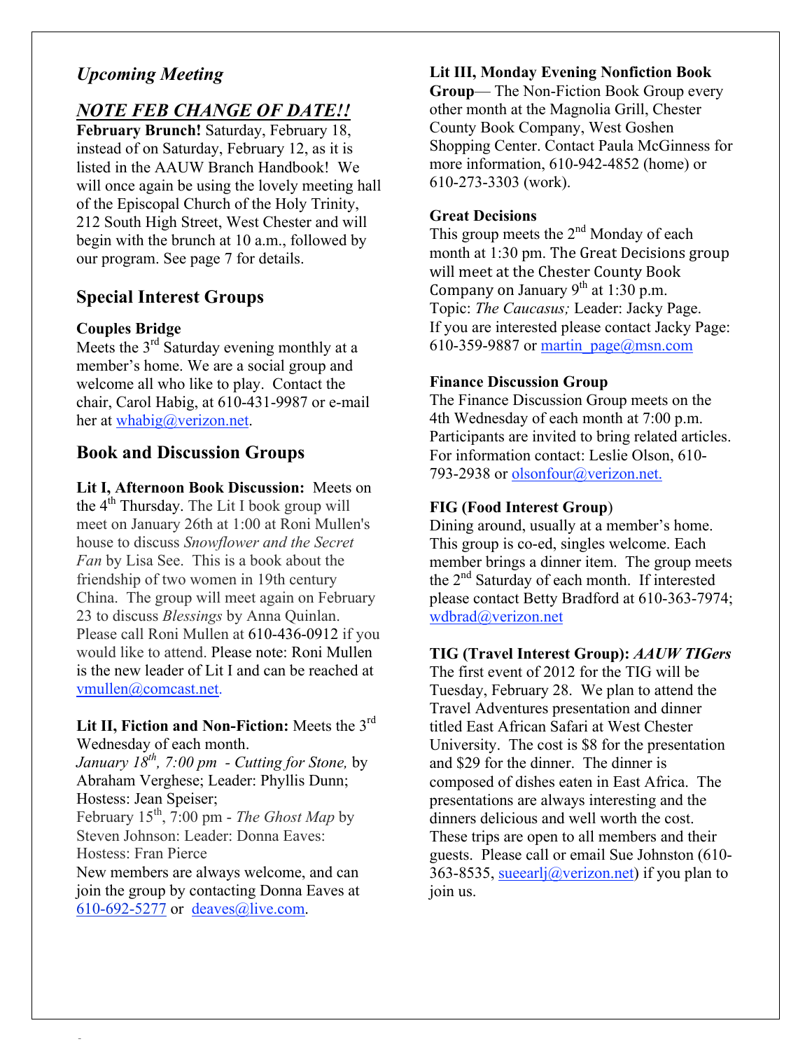## *Upcoming Meeting*

### *NOTE FEB CHANGE OF DATE!!*

**February Brunch!** Saturday, February 18, instead of on Saturday, February 12, as it is listed in the AAUW Branch Handbook! We will once again be using the lovely meeting hall of the Episcopal Church of the Holy Trinity, 212 South High Street, West Chester and will begin with the brunch at 10 a.m., followed by our program. See page 7 for details.

## Special Interest Groups

**Couples Bridge**

Meets the 3rd Saturday evening monthly at a member's home. We are a social group and welcome all who like to play. Contact the chair, Carol Habig, at 610-431-9987 or e-mail her at whabig@verizon.net.

## Book and Discussion Groups

**Lit I, Afternoon Book Discussion:** Meets on the 4th Thursday. The Lit I book group will meet on January 26th at 1:00 at Roni Mullen's house to discuss *Snowflower and the Secret Fan* by Lisa See. This is a book about the friendship of two women in 19th century China. The group will meet again on February 23 to discuss *Blessings* by Anna Quinlan. Please call Roni Mullen at 610-436-0912 if you would like to attend. Please note: Roni Mullen is the new leader of Lit I and can be reached at vmullen@comcast.net.

**Lit II, Fiction and Non-Fiction:** Meets the 3rd Wednesday of each month.
*January 18th, 7:00 pm - Cutting for Stone,* by Abraham Verghese; Leader: Phyllis Dunn; Hostess: Jean Speiser;
February 15th, 7:00 pm - *The Ghost Map* by Steven Johnson: Leader: Donna Eaves: Hostess: Fran Pierce
New members are always welcome, and can join the group by contacting Donna Eaves at 610-692-5277 or deaves@live.com.

**Lit III, Monday Evening Nonfiction Book Group**— The Non-Fiction Book Group every other month at the Magnolia Grill, Chester County Book Company, West Goshen Shopping Center. Contact Paula McGinness for more information, 610-942-4852 (home) or 610-273-3303 (work).

**Great Decisions**

This group meets the 2nd Monday of each month at 1:30 pm. The Great Decisions group will meet at the Chester County Book Company on January 9th at 1:30 p.m.
Topic: *The Caucasus;* Leader: Jacky Page.
If you are interested please contact Jacky Page: 610-359-9887 or martin_page@msn.com

**Finance Discussion Group**

The Finance Discussion Group meets on the 4th Wednesday of each month at 7:00 p.m. Participants are invited to bring related articles. For information contact: Leslie Olson, 610-793-2938 or olsonfour@verizon.net.

**FIG (Food Interest Group)**

Dining around, usually at a member's home. This group is co-ed, singles welcome. Each member brings a dinner item. The group meets the 2nd Saturday of each month. If interested please contact Betty Bradford at 610-363-7974; wdbrad@verizon.net

**TIG (Travel Interest Group):** ***AAUW TIGers***

The first event of 2012 for the TIG will be Tuesday, February 28. We plan to attend the Travel Adventures presentation and dinner titled East African Safari at West Chester University. The cost is $8 for the presentation and $29 for the dinner. The dinner is composed of dishes eaten in East Africa. The presentations are always interesting and the dinners delicious and well worth the cost. These trips are open to all members and their guests. Please call or email Sue Johnston (610-363-8535, sueearlj@verizon.net) if you plan to join us.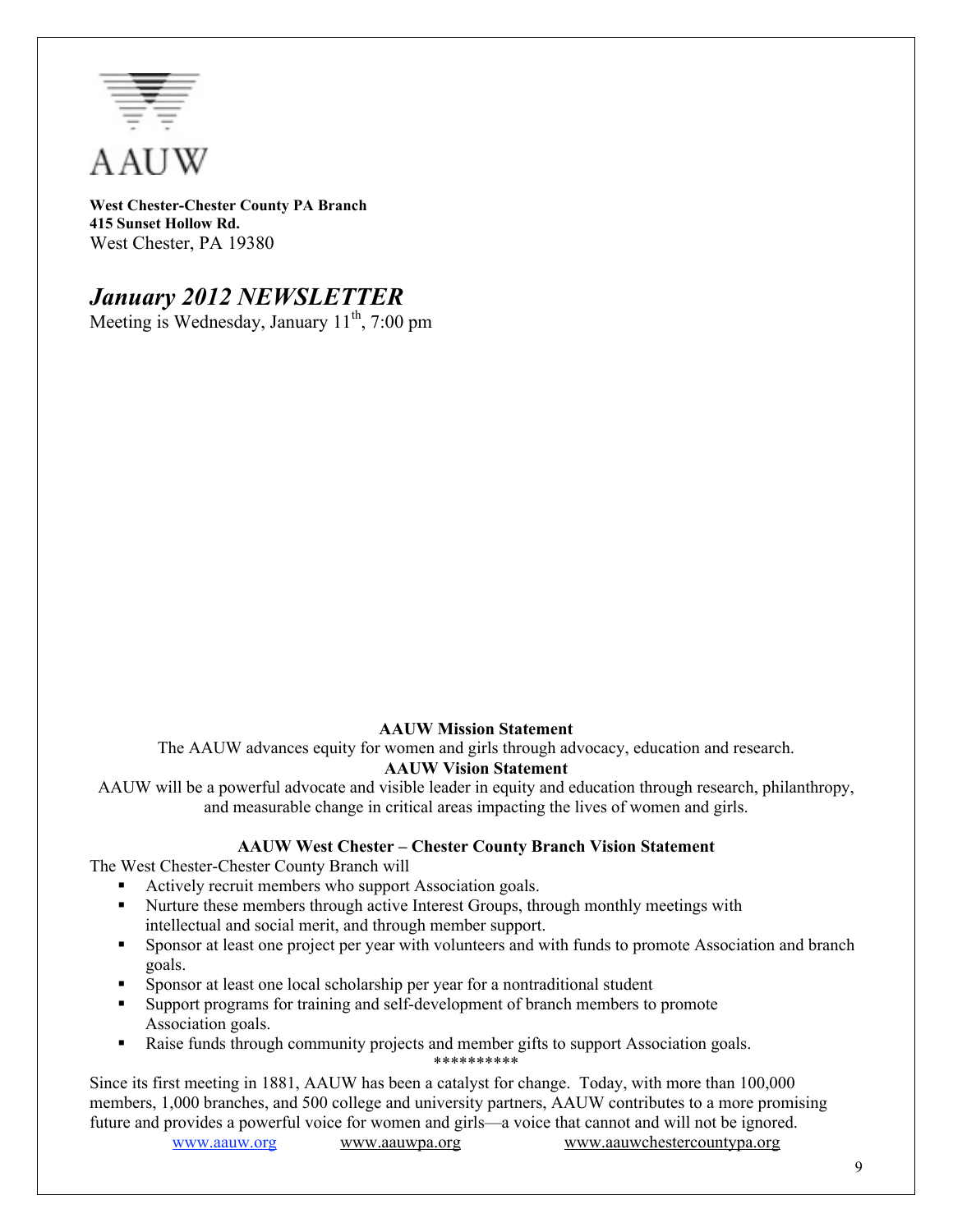AAUW

**West Chester-Chester County PA Branch**
**415 Sunset Hollow Rd.**
West Chester, PA 19380

## *January 2012 NEWSLETTER*

Meeting is Wednesday, January 11th, 7:00 pm

**AAUW Mission Statement**

The AAUW advances equity for women and girls through advocacy, education and research.

**AAUW Vision Statement**

AAUW will be a powerful advocate and visible leader in equity and education through research, philanthropy, and measurable change in critical areas impacting the lives of women and girls.

**AAUW West Chester – Chester County Branch Vision Statement**

The West Chester-Chester County Branch will

- Actively recruit members who support Association goals.
- Nurture these members through active Interest Groups, through monthly meetings with intellectual and social merit, and through member support.
- Sponsor at least one project per year with volunteers and with funds to promote Association and branch goals.
- Sponsor at least one local scholarship per year for a nontraditional student
- Support programs for training and self-development of branch members to promote Association goals.
- Raise funds through community projects and member gifts to support Association goals.

**********

Since its first meeting in 1881, AAUW has been a catalyst for change. Today, with more than 100,000 members, 1,000 branches, and 500 college and university partners, AAUW contributes to a more promising future and provides a powerful voice for women and girls—a voice that cannot and will not be ignored.

www.aauw.org www.aauwpa.org www.aauwchestercountypa.org